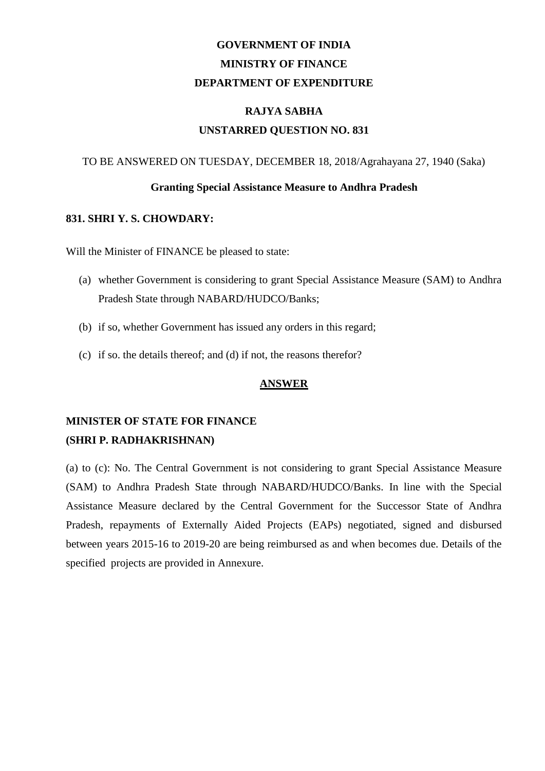**GOVERNMENT OF INDIA**

**MINISTRY OF FINANCE**

**DEPARTMENT OF EXPENDITURE**

**RAJYA SABHA**

**UNSTARRED QUESTION NO. 831**

TO BE ANSWERED ON TUESDAY, DECEMBER 18, 2018/Agrahayana 27, 1940 (Saka)

**Granting Special Assistance Measure to Andhra Pradesh**

**831. SHRI Y. S. CHOWDARY:**

Will the Minister of FINANCE be pleased to state:

(a) whether Government is considering to grant Special Assistance Measure (SAM) to Andhra Pradesh State through NABARD/HUDCO/Banks;

(b) if so, whether Government has issued any orders in this regard;

(c) if so. the details thereof; and (d) if not, the reasons therefor?

**ANSWER**

**MINISTER OF STATE FOR FINANCE**
**(SHRI P. RADHAKRISHNAN)**

(a) to (c): No. The Central Government is not considering to grant Special Assistance Measure (SAM) to Andhra Pradesh State through NABARD/HUDCO/Banks. In line with the Special Assistance Measure declared by the Central Government for the Successor State of Andhra Pradesh, repayments of Externally Aided Projects (EAPs) negotiated, signed and disbursed between years 2015-16 to 2019-20 are being reimbursed as and when becomes due. Details of the specified projects are provided in Annexure.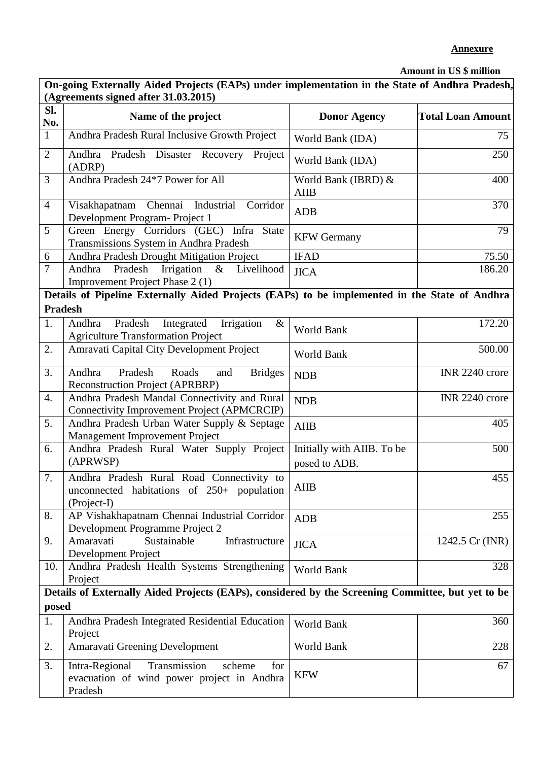**Annexure**

**Amount in US $ million**

| Sl. No. | Name of the project | Donor Agency | Total Loan Amount |
|---|---|---|---|
| **On-going Externally Aided Projects (EAPs) under implementation in the State of Andhra Pradesh, (Agreements signed after 31.03.2015)** | | | |
| 1 | Andhra Pradesh Rural Inclusive Growth Project | World Bank (IDA) | 75 |
| 2 | Andhra Pradesh Disaster Recovery Project (ADRP) | World Bank (IDA) | 250 |
| 3 | Andhra Pradesh 24*7 Power for All | World Bank (IBRD) & AIIB | 400 |
| 4 | Visakhapatnam Chennai Industrial Corridor Development Program- Project 1 | ADB | 370 |
| 5 | Green Energy Corridors (GEC) Infra State Transmissions System in Andhra Pradesh | KFW Germany | 79 |
| 6 | Andhra Pradesh Drought Mitigation Project | IFAD | 75.50 |
| 7 | Andhra Pradesh Irrigation & Livelihood Improvement Project Phase 2 (1) | JICA | 186.20 |
| **Details of Pipeline Externally Aided Projects (EAPs) to be implemented in the State of Andhra Pradesh** | | | |
| 1. | Andhra Pradesh Integrated Irrigation & Agriculture Transformation Project | World Bank | 172.20 |
| 2. | Amravati Capital City Development Project | World Bank | 500.00 |
| 3. | Andhra Pradesh Roads and Bridges Reconstruction Project (APRBRP) | NDB | INR 2240 crore |
| 4. | Andhra Pradesh Mandal Connectivity and Rural Connectivity Improvement Project (APMCRCIP) | NDB | INR 2240 crore |
| 5. | Andhra Pradesh Urban Water Supply & Septage Management Improvement Project | AIIB | 405 |
| 6. | Andhra Pradesh Rural Water Supply Project (APRWSP) | Initially with AIIB. To be posed to ADB. | 500 |
| 7. | Andhra Pradesh Rural Road Connectivity to unconnected habitations of 250+ population (Project-I) | AIIB | 455 |
| 8. | AP Vishakhapatnam Chennai Industrial Corridor Development Programme Project 2 | ADB | 255 |
| 9. | Amaravati Sustainable Infrastructure Development Project | JICA | 1242.5 Cr (INR) |
| 10. | Andhra Pradesh Health Systems Strengthening Project | World Bank | 328 |
| **Details of Externally Aided Projects (EAPs), considered by the Screening Committee, but yet to be posed** | | | |
| 1. | Andhra Pradesh Integrated Residential Education Project | World Bank | 360 |
| 2. | Amaravati Greening Development | World Bank | 228 |
| 3. | Intra-Regional Transmission scheme for evacuation of wind power project in Andhra Pradesh | KFW | 67 |